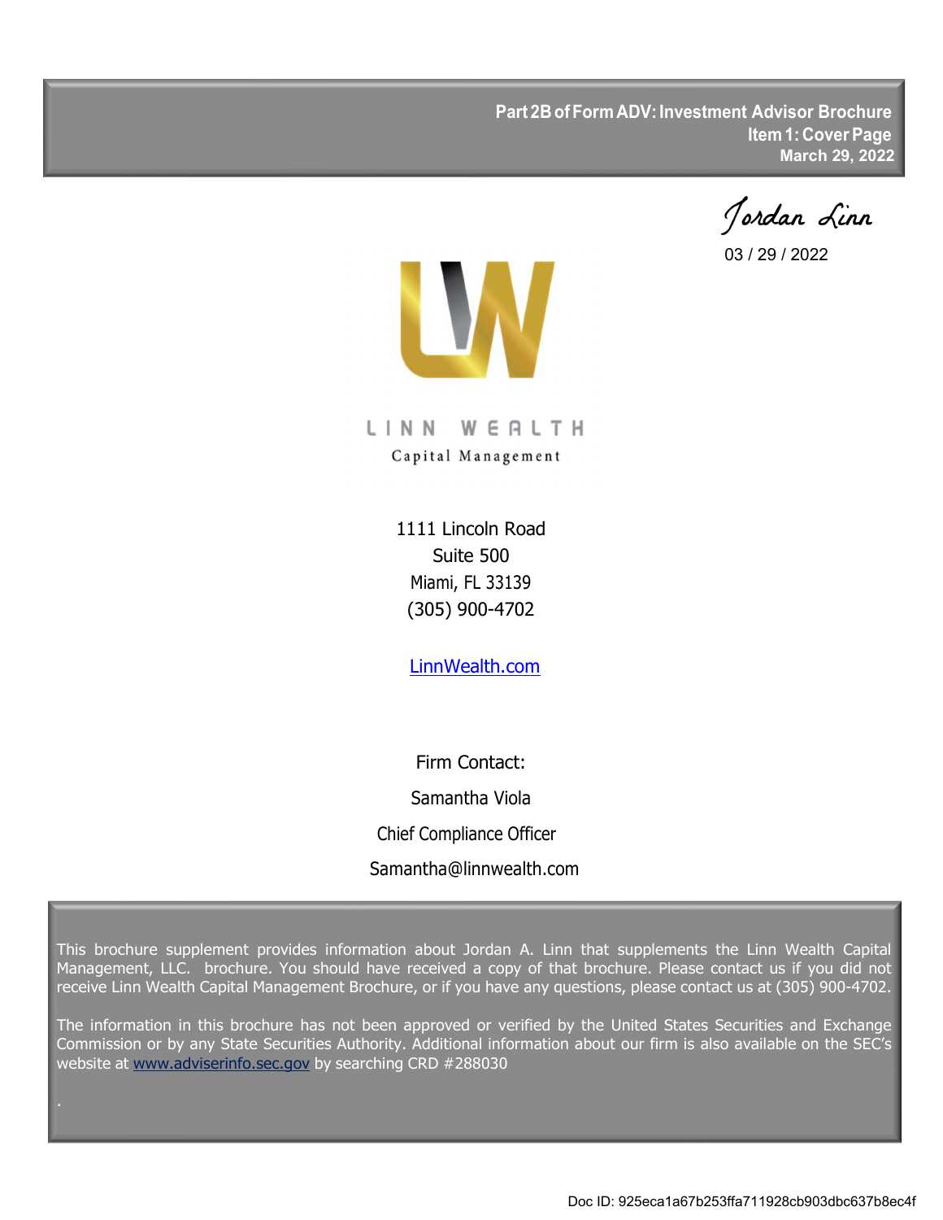**Part 2B of Form ADV: Investment Advisor Brochure**
**Item 1: Cover Page**
**March 29, 2022**

Jordan Linn

03 / 29 / 2022

LINN WEALTH

Capital Management

1111 Lincoln Road
Suite 500
Miami, FL 33139
(305) 900-4702

[LinnWealth.com](LinnWealth.com)

Firm Contact:

Samantha Viola

Chief Compliance Officer

Samantha@linnwealth.com

This brochure supplement provides information about Jordan A. Linn that supplements the Linn Wealth Capital Management, LLC. brochure. You should have received a copy of that brochure. Please contact us if you did not receive Linn Wealth Capital Management Brochure, or if you have any questions, please contact us at (305) 900-4702.

The information in this brochure has not been approved or verified by the United States Securities and Exchange Commission or by any State Securities Authority. Additional information about our firm is also available on the SEC's website at [www.adviserinfo.sec.gov](www.adviserinfo.sec.gov) by searching CRD #288030

Doc ID: 925eca1a67b253ffa711928cb903dbc637b8ec4f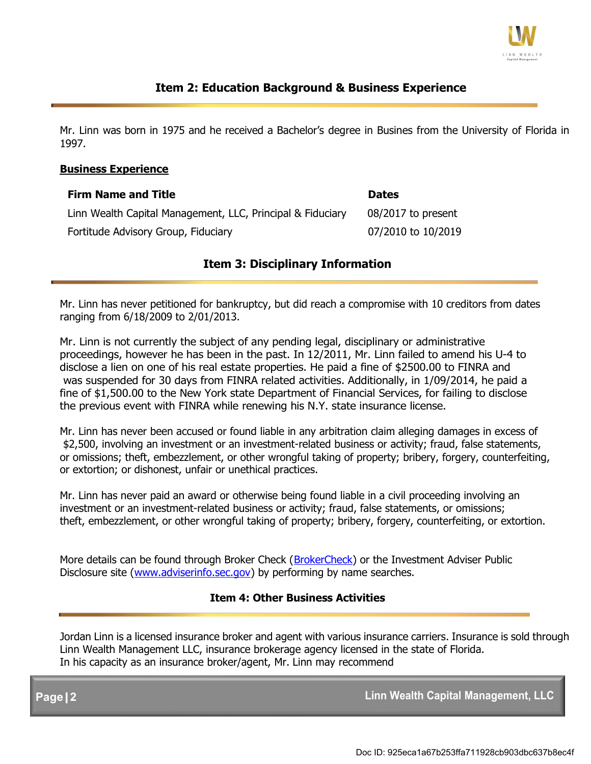## Item 2: Education Background & Business Experience

Mr. Linn was born in 1975 and he received a Bachelor's degree in Busines from the University of Florida in 1997.

**Business Experience**

| Firm Name and Title | Dates |
| --- | --- |
| Linn Wealth Capital Management, LLC, Principal & Fiduciary | 08/2017 to present |
| Fortitude Advisory Group, Fiduciary | 07/2010 to 10/2019 |

## Item 3: Disciplinary Information

Mr. Linn has never petitioned for bankruptcy, but did reach a compromise with 10 creditors from dates ranging from 6/18/2009 to 2/01/2013.

Mr. Linn is not currently the subject of any pending legal, disciplinary or administrative proceedings, however he has been in the past. In 12/2011, Mr. Linn failed to amend his U-4 to disclose a lien on one of his real estate properties. He paid a fine of $2500.00 to FINRA and was suspended for 30 days from FINRA related activities. Additionally, in 1/09/2014, he paid a fine of $1,500.00 to the New York state Department of Financial Services, for failing to disclose the previous event with FINRA while renewing his N.Y. state insurance license.

Mr. Linn has never been accused or found liable in any arbitration claim alleging damages in excess of $2,500, involving an investment or an investment-related business or activity; fraud, false statements, or omissions; theft, embezzlement, or other wrongful taking of property; bribery, forgery, counterfeiting, or extortion; or dishonest, unfair or unethical practices.

Mr. Linn has never paid an award or otherwise being found liable in a civil proceeding involving an investment or an investment-related business or activity; fraud, false statements, or omissions; theft, embezzlement, or other wrongful taking of property; bribery, forgery, counterfeiting, or extortion.

More details can be found through Broker Check (BrokerCheck) or the Investment Adviser Public Disclosure site (www.adviserinfo.sec.gov) by performing by name searches.

## Item 4: Other Business Activities

Jordan Linn is a licensed insurance broker and agent with various insurance carriers. Insurance is sold through Linn Wealth Management LLC, insurance brokerage agency licensed in the state of Florida.
In his capacity as an insurance broker/agent, Mr. Linn may recommend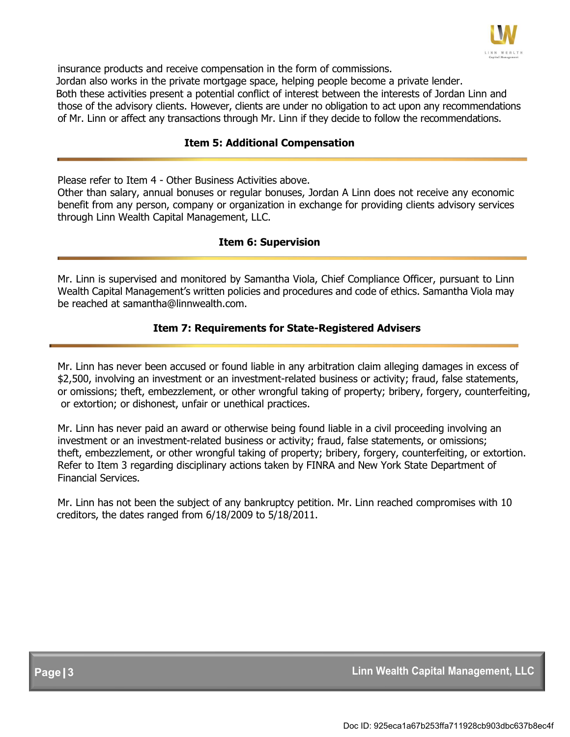insurance products and receive compensation in the form of commissions.
Jordan also works in the private mortgage space, helping people become a private lender.
Both these activities present a potential conflict of interest between the interests of Jordan Linn and those of the advisory clients. However, clients are under no obligation to act upon any recommendations of Mr. Linn or affect any transactions through Mr. Linn if they decide to follow the recommendations.

## Item 5: Additional Compensation

Please refer to Item 4 - Other Business Activities above.
Other than salary, annual bonuses or regular bonuses, Jordan A Linn does not receive any economic benefit from any person, company or organization in exchange for providing clients advisory services through Linn Wealth Capital Management, LLC.

## Item 6: Supervision

Mr. Linn is supervised and monitored by Samantha Viola, Chief Compliance Officer, pursuant to Linn Wealth Capital Management's written policies and procedures and code of ethics. Samantha Viola may be reached at samantha@linnwealth.com.

## Item 7: Requirements for State-Registered Advisers

Mr. Linn has never been accused or found liable in any arbitration claim alleging damages in excess of $2,500, involving an investment or an investment-related business or activity; fraud, false statements, or omissions; theft, embezzlement, or other wrongful taking of property; bribery, forgery, counterfeiting, or extortion; or dishonest, unfair or unethical practices.

Mr. Linn has never paid an award or otherwise being found liable in a civil proceeding involving an investment or an investment-related business or activity; fraud, false statements, or omissions; theft, embezzlement, or other wrongful taking of property; bribery, forgery, counterfeiting, or extortion. Refer to Item 3 regarding disciplinary actions taken by FINRA and New York State Department of Financial Services.

Mr. Linn has not been the subject of any bankruptcy petition. Mr. Linn reached compromises with 10 creditors, the dates ranged from 6/18/2009 to 5/18/2011.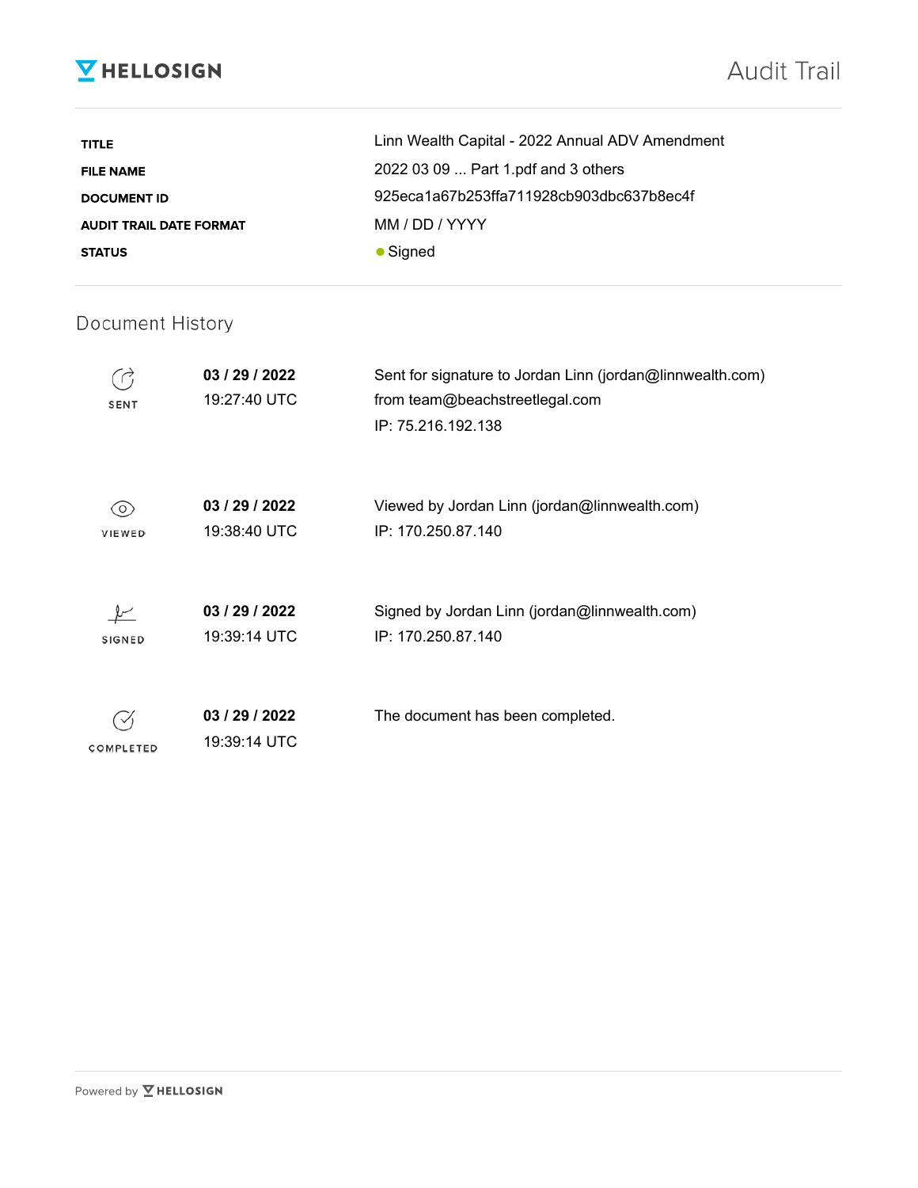HELLOSIGN

# Audit Trail

| | |
|---|---|
| **TITLE** | Linn Wealth Capital - 2022 Annual ADV Amendment |
| **FILE NAME** | 2022 03 09 ... Part 1.pdf and 3 others |
| **DOCUMENT ID** | 925eca1a67b253ffa711928cb903dbc637b8ec4f |
| **AUDIT TRAIL DATE FORMAT** | MM / DD / YYYY |
| **STATUS** | ● Signed |

## Document History

| | | |
|---|---|---|
| SENT | **03 / 29 / 2022** 19:27:40 UTC | Sent for signature to Jordan Linn (jordan@linnwealth.com) from team@beachstreetlegal.com IP: 75.216.192.138 |
| VIEWED | **03 / 29 / 2022** 19:38:40 UTC | Viewed by Jordan Linn (jordan@linnwealth.com) IP: 170.250.87.140 |
| SIGNED | **03 / 29 / 2022** 19:39:14 UTC | Signed by Jordan Linn (jordan@linnwealth.com) IP: 170.250.87.140 |
| COMPLETED | **03 / 29 / 2022** 19:39:14 UTC | The document has been completed. |

Powered by HELLOSIGN